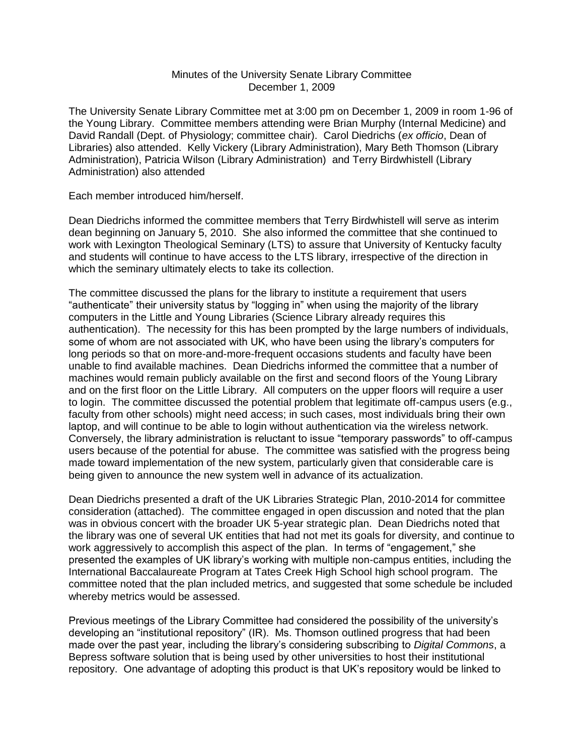Minutes of the University Senate Library Committee
December 1, 2009

The University Senate Library Committee met at 3:00 pm on December 1, 2009 in room 1-96 of the Young Library. Committee members attending were Brian Murphy (Internal Medicine) and David Randall (Dept. of Physiology; committee chair). Carol Diedrichs (*ex officio*, Dean of Libraries) also attended. Kelly Vickery (Library Administration), Mary Beth Thomson (Library Administration), Patricia Wilson (Library Administration) and Terry Birdwhistell (Library Administration) also attended

Each member introduced him/herself.

Dean Diedrichs informed the committee members that Terry Birdwhistell will serve as interim dean beginning on January 5, 2010. She also informed the committee that she continued to work with Lexington Theological Seminary (LTS) to assure that University of Kentucky faculty and students will continue to have access to the LTS library, irrespective of the direction in which the seminary ultimately elects to take its collection.

The committee discussed the plans for the library to institute a requirement that users "authenticate" their university status by "logging in" when using the majority of the library computers in the Little and Young Libraries (Science Library already requires this authentication). The necessity for this has been prompted by the large numbers of individuals, some of whom are not associated with UK, who have been using the library's computers for long periods so that on more-and-more-frequent occasions students and faculty have been unable to find available machines. Dean Diedrichs informed the committee that a number of machines would remain publicly available on the first and second floors of the Young Library and on the first floor on the Little Library. All computers on the upper floors will require a user to login. The committee discussed the potential problem that legitimate off-campus users (e.g., faculty from other schools) might need access; in such cases, most individuals bring their own laptop, and will continue to be able to login without authentication via the wireless network. Conversely, the library administration is reluctant to issue "temporary passwords" to off-campus users because of the potential for abuse. The committee was satisfied with the progress being made toward implementation of the new system, particularly given that considerable care is being given to announce the new system well in advance of its actualization.

Dean Diedrichs presented a draft of the UK Libraries Strategic Plan, 2010-2014 for committee consideration (attached). The committee engaged in open discussion and noted that the plan was in obvious concert with the broader UK 5-year strategic plan. Dean Diedrichs noted that the library was one of several UK entities that had not met its goals for diversity, and continue to work aggressively to accomplish this aspect of the plan. In terms of "engagement," she presented the examples of UK library's working with multiple non-campus entities, including the International Baccalaureate Program at Tates Creek High School high school program. The committee noted that the plan included metrics, and suggested that some schedule be included whereby metrics would be assessed.

Previous meetings of the Library Committee had considered the possibility of the university's developing an "institutional repository" (IR). Ms. Thomson outlined progress that had been made over the past year, including the library's considering subscribing to *Digital Commons*, a Bepress software solution that is being used by other universities to host their institutional repository. One advantage of adopting this product is that UK's repository would be linked to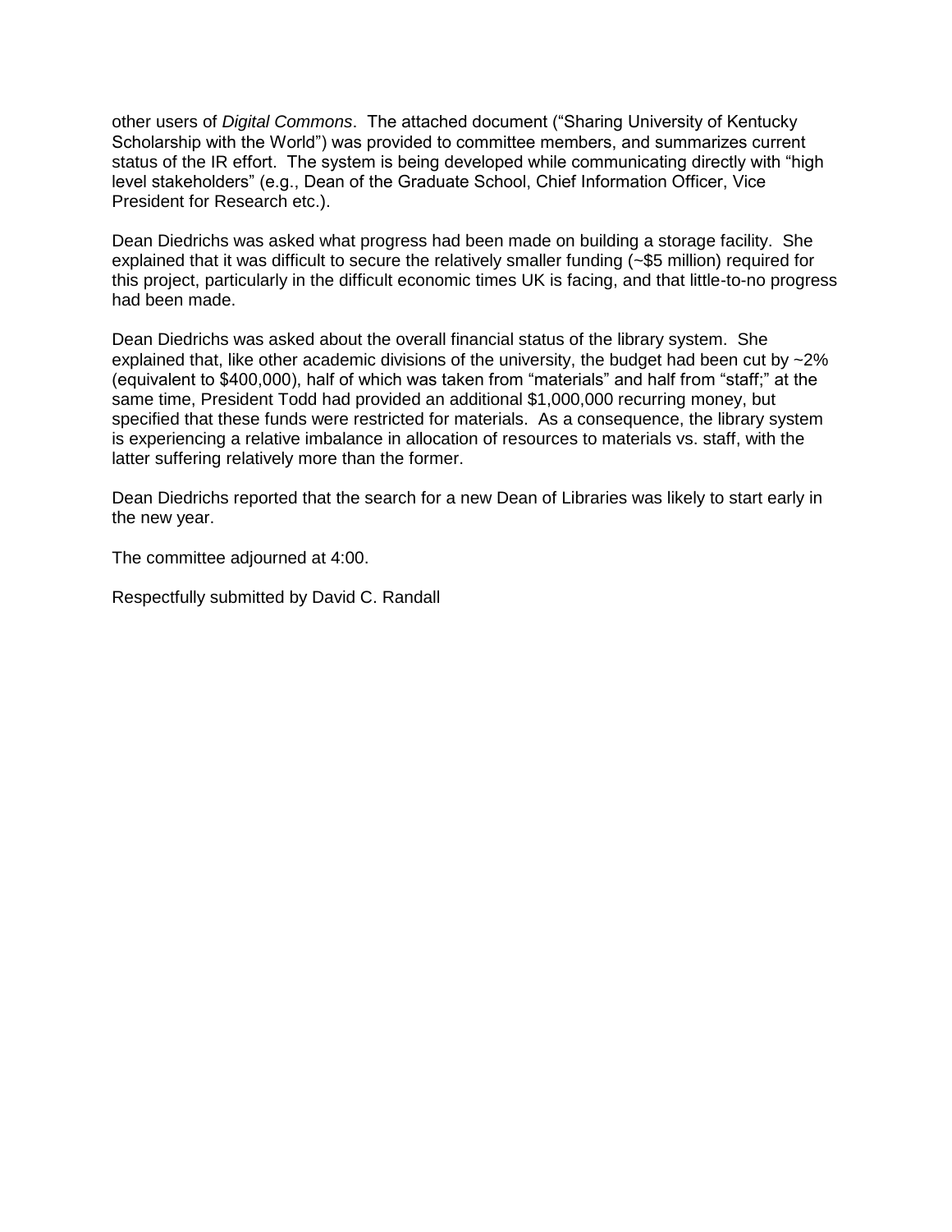other users of *Digital Commons*. The attached document ("Sharing University of Kentucky Scholarship with the World") was provided to committee members, and summarizes current status of the IR effort. The system is being developed while communicating directly with "high level stakeholders" (e.g., Dean of the Graduate School, Chief Information Officer, Vice President for Research etc.).

Dean Diedrichs was asked what progress had been made on building a storage facility. She explained that it was difficult to secure the relatively smaller funding (~$5 million) required for this project, particularly in the difficult economic times UK is facing, and that little-to-no progress had been made.

Dean Diedrichs was asked about the overall financial status of the library system. She explained that, like other academic divisions of the university, the budget had been cut by ~2% (equivalent to $400,000), half of which was taken from "materials" and half from "staff;" at the same time, President Todd had provided an additional $1,000,000 recurring money, but specified that these funds were restricted for materials. As a consequence, the library system is experiencing a relative imbalance in allocation of resources to materials vs. staff, with the latter suffering relatively more than the former.

Dean Diedrichs reported that the search for a new Dean of Libraries was likely to start early in the new year.

The committee adjourned at 4:00.

Respectfully submitted by David C. Randall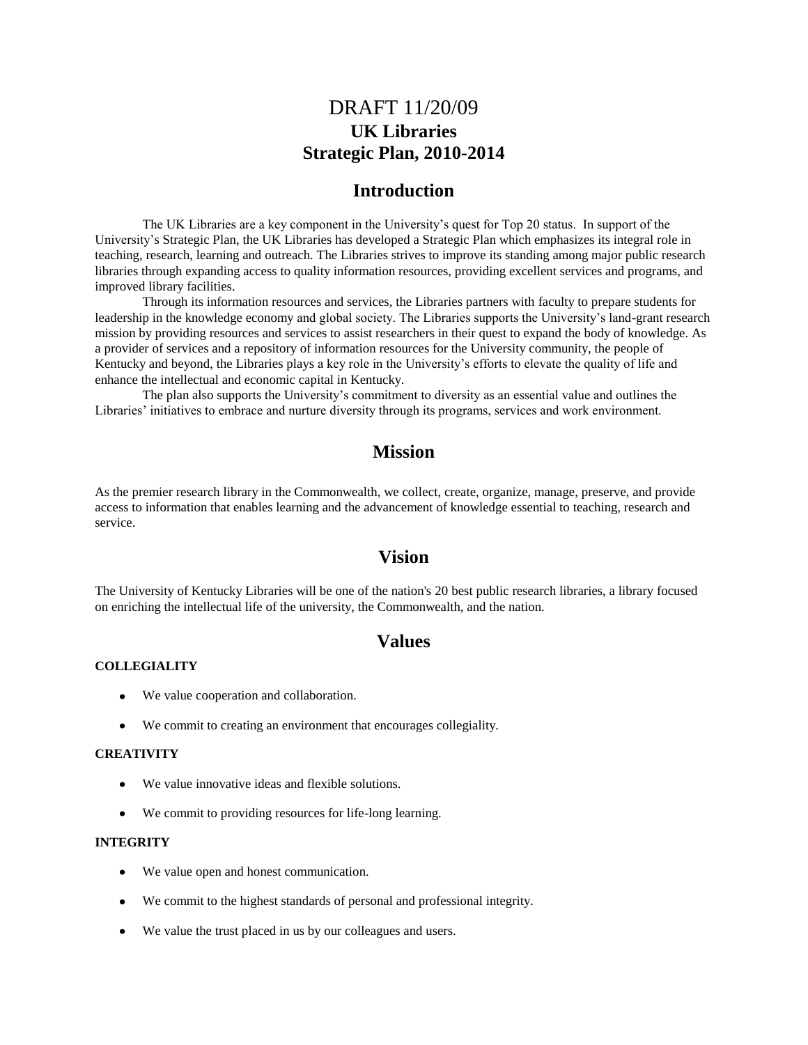# DRAFT 11/20/09
# UK Libraries
# Strategic Plan, 2010-2014

## Introduction

The UK Libraries are a key component in the University's quest for Top 20 status. In support of the University's Strategic Plan, the UK Libraries has developed a Strategic Plan which emphasizes its integral role in teaching, research, learning and outreach. The Libraries strives to improve its standing among major public research libraries through expanding access to quality information resources, providing excellent services and programs, and improved library facilities.

Through its information resources and services, the Libraries partners with faculty to prepare students for leadership in the knowledge economy and global society. The Libraries supports the University's land-grant research mission by providing resources and services to assist researchers in their quest to expand the body of knowledge. As a provider of services and a repository of information resources for the University community, the people of Kentucky and beyond, the Libraries plays a key role in the University's efforts to elevate the quality of life and enhance the intellectual and economic capital in Kentucky.

The plan also supports the University's commitment to diversity as an essential value and outlines the Libraries' initiatives to embrace and nurture diversity through its programs, services and work environment.

## Mission

As the premier research library in the Commonwealth, we collect, create, organize, manage, preserve, and provide access to information that enables learning and the advancement of knowledge essential to teaching, research and service.

## Vision

The University of Kentucky Libraries will be one of the nation's 20 best public research libraries, a library focused on enriching the intellectual life of the university, the Commonwealth, and the nation.

## Values

**COLLEGIALITY**

- We value cooperation and collaboration.
- We commit to creating an environment that encourages collegiality.

**CREATIVITY**

- We value innovative ideas and flexible solutions.
- We commit to providing resources for life-long learning.

**INTEGRITY**

- We value open and honest communication.
- We commit to the highest standards of personal and professional integrity.
- We value the trust placed in us by our colleagues and users.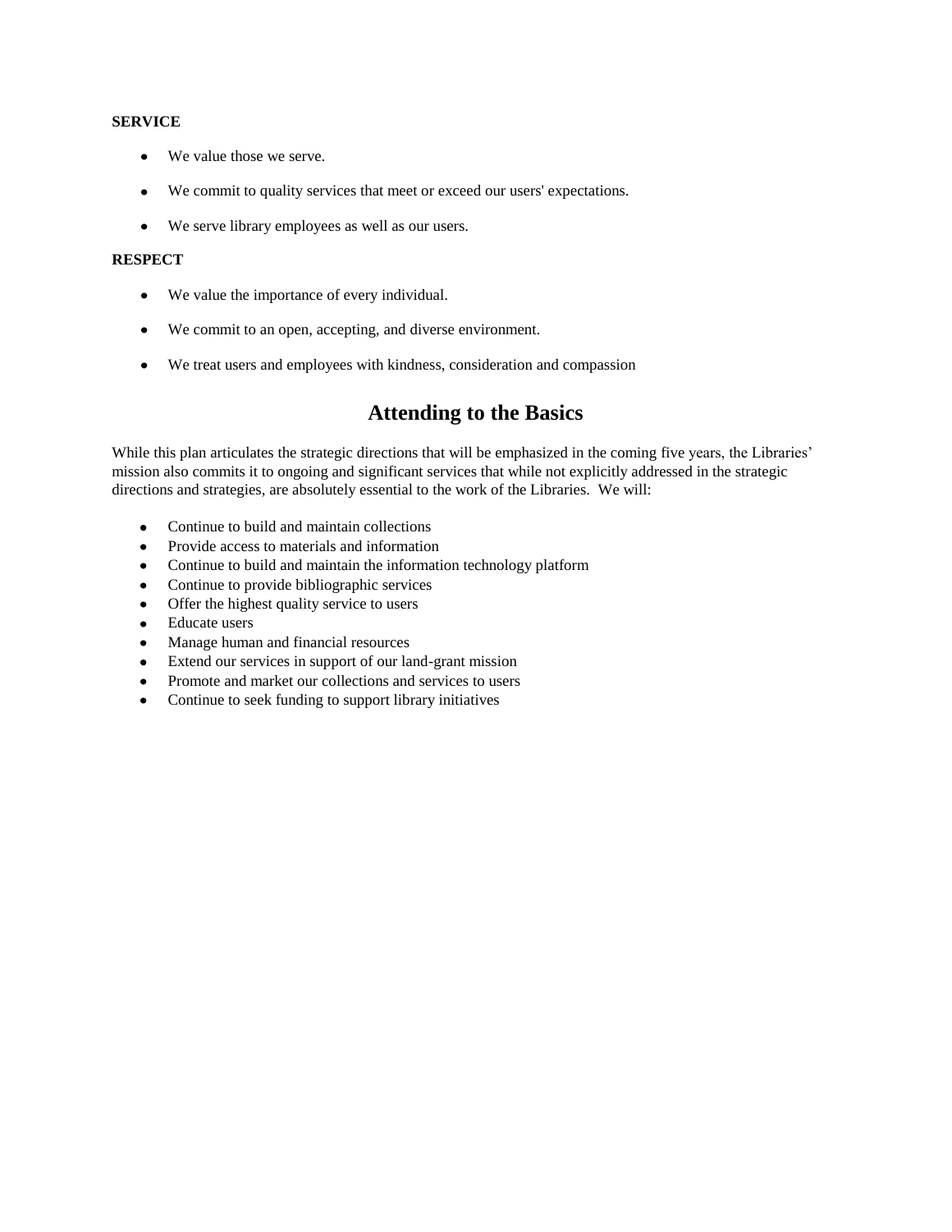**SERVICE**

- We value those we serve.
- We commit to quality services that meet or exceed our users' expectations.
- We serve library employees as well as our users.

**RESPECT**

- We value the importance of every individual.
- We commit to an open, accepting, and diverse environment.
- We treat users and employees with kindness, consideration and compassion

## Attending to the Basics

While this plan articulates the strategic directions that will be emphasized in the coming five years, the Libraries' mission also commits it to ongoing and significant services that while not explicitly addressed in the strategic directions and strategies, are absolutely essential to the work of the Libraries. We will:

- Continue to build and maintain collections
- Provide access to materials and information
- Continue to build and maintain the information technology platform
- Continue to provide bibliographic services
- Offer the highest quality service to users
- Educate users
- Manage human and financial resources
- Extend our services in support of our land-grant mission
- Promote and market our collections and services to users
- Continue to seek funding to support library initiatives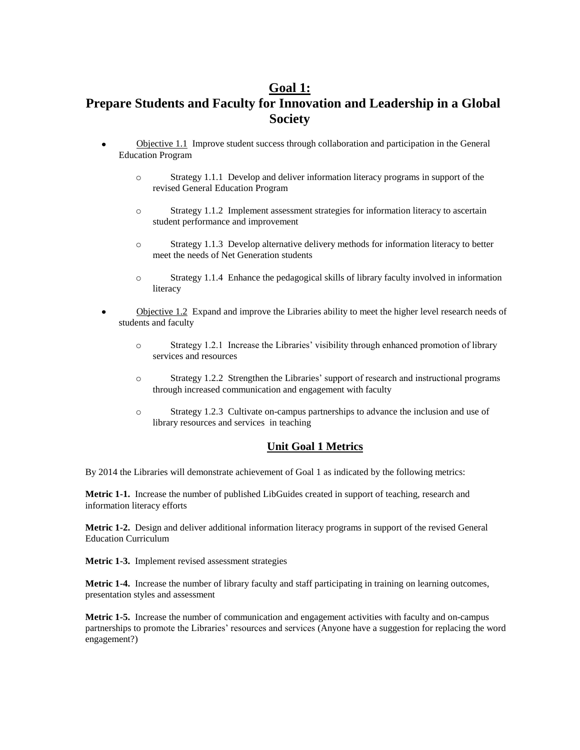# Goal 1:
# Prepare Students and Faculty for Innovation and Leadership in a Global Society

- Objective 1.1 Improve student success through collaboration and participation in the General Education Program
  - Strategy 1.1.1 Develop and deliver information literacy programs in support of the revised General Education Program
  - Strategy 1.1.2 Implement assessment strategies for information literacy to ascertain student performance and improvement
  - Strategy 1.1.3 Develop alternative delivery methods for information literacy to better meet the needs of Net Generation students
  - Strategy 1.1.4 Enhance the pedagogical skills of library faculty involved in information literacy
- Objective 1.2 Expand and improve the Libraries ability to meet the higher level research needs of students and faculty
  - Strategy 1.2.1 Increase the Libraries' visibility through enhanced promotion of library services and resources
  - Strategy 1.2.2 Strengthen the Libraries' support of research and instructional programs through increased communication and engagement with faculty
  - Strategy 1.2.3 Cultivate on-campus partnerships to advance the inclusion and use of library resources and services in teaching

## Unit Goal 1 Metrics

By 2014 the Libraries will demonstrate achievement of Goal 1 as indicated by the following metrics:

**Metric 1-1.** Increase the number of published LibGuides created in support of teaching, research and information literacy efforts

**Metric 1-2.** Design and deliver additional information literacy programs in support of the revised General Education Curriculum

**Metric 1-3.** Implement revised assessment strategies

**Metric 1-4.** Increase the number of library faculty and staff participating in training on learning outcomes, presentation styles and assessment

**Metric 1-5.** Increase the number of communication and engagement activities with faculty and on-campus partnerships to promote the Libraries' resources and services (Anyone have a suggestion for replacing the word engagement?)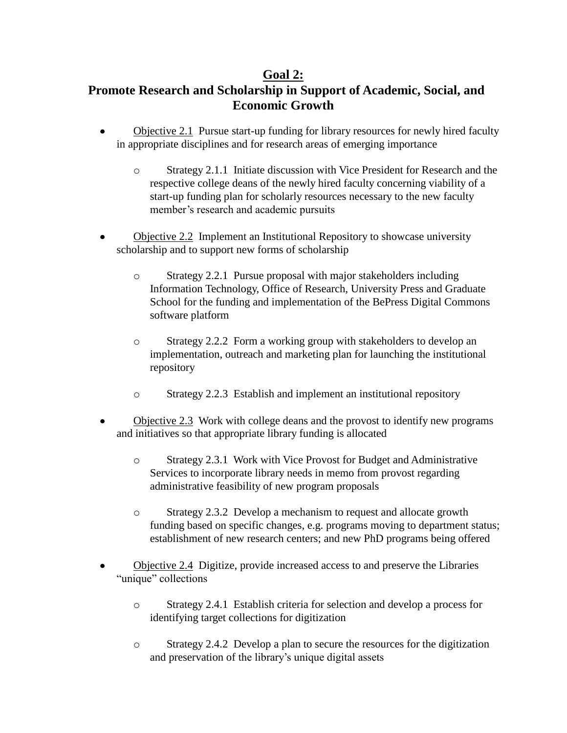## Goal 2:
## Promote Research and Scholarship in Support of Academic, Social, and Economic Growth

- Objective 2.1 Pursue start-up funding for library resources for newly hired faculty in appropriate disciplines and for research areas of emerging importance
  - Strategy 2.1.1 Initiate discussion with Vice President for Research and the respective college deans of the newly hired faculty concerning viability of a start-up funding plan for scholarly resources necessary to the new faculty member's research and academic pursuits

- Objective 2.2 Implement an Institutional Repository to showcase university scholarship and to support new forms of scholarship
  - Strategy 2.2.1 Pursue proposal with major stakeholders including Information Technology, Office of Research, University Press and Graduate School for the funding and implementation of the BePress Digital Commons software platform
  - Strategy 2.2.2 Form a working group with stakeholders to develop an implementation, outreach and marketing plan for launching the institutional repository
  - Strategy 2.2.3 Establish and implement an institutional repository

- Objective 2.3 Work with college deans and the provost to identify new programs and initiatives so that appropriate library funding is allocated
  - Strategy 2.3.1 Work with Vice Provost for Budget and Administrative Services to incorporate library needs in memo from provost regarding administrative feasibility of new program proposals
  - Strategy 2.3.2 Develop a mechanism to request and allocate growth funding based on specific changes, e.g. programs moving to department status; establishment of new research centers; and new PhD programs being offered

- Objective 2.4 Digitize, provide increased access to and preserve the Libraries "unique" collections
  - Strategy 2.4.1 Establish criteria for selection and develop a process for identifying target collections for digitization
  - Strategy 2.4.2 Develop a plan to secure the resources for the digitization and preservation of the library's unique digital assets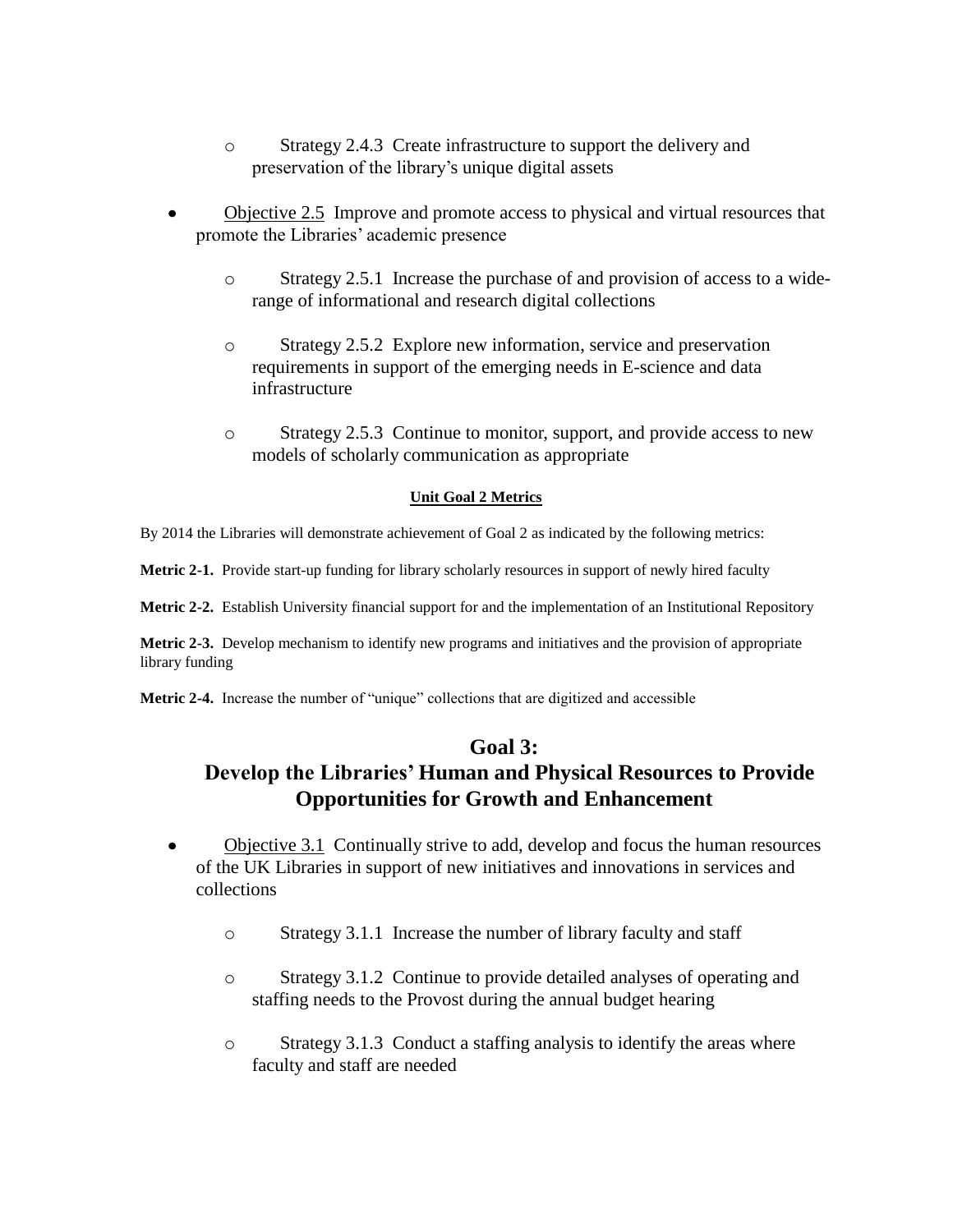- Strategy 2.4.3 Create infrastructure to support the delivery and preservation of the library's unique digital assets

- Objective 2.5 Improve and promote access to physical and virtual resources that promote the Libraries' academic presence

  - Strategy 2.5.1 Increase the purchase of and provision of access to a wide-range of informational and research digital collections

  - Strategy 2.5.2 Explore new information, service and preservation requirements in support of the emerging needs in E-science and data infrastructure

  - Strategy 2.5.3 Continue to monitor, support, and provide access to new models of scholarly communication as appropriate

#### Unit Goal 2 Metrics

By 2014 the Libraries will demonstrate achievement of Goal 2 as indicated by the following metrics:

**Metric 2-1.** Provide start-up funding for library scholarly resources in support of newly hired faculty

**Metric 2-2.** Establish University financial support for and the implementation of an Institutional Repository

**Metric 2-3.** Develop mechanism to identify new programs and initiatives and the provision of appropriate library funding

**Metric 2-4.** Increase the number of "unique" collections that are digitized and accessible

## Goal 3: Develop the Libraries' Human and Physical Resources to Provide Opportunities for Growth and Enhancement

- Objective 3.1 Continually strive to add, develop and focus the human resources of the UK Libraries in support of new initiatives and innovations in services and collections

  - Strategy 3.1.1 Increase the number of library faculty and staff

  - Strategy 3.1.2 Continue to provide detailed analyses of operating and staffing needs to the Provost during the annual budget hearing

  - Strategy 3.1.3 Conduct a staffing analysis to identify the areas where faculty and staff are needed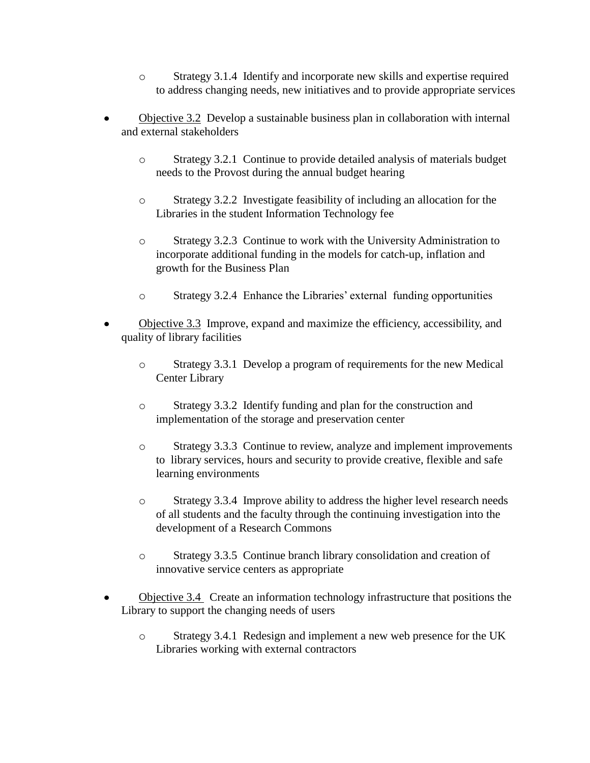- Strategy 3.1.4 Identify and incorporate new skills and expertise required to address changing needs, new initiatives and to provide appropriate services

- <u>Objective 3.2</u> Develop a sustainable business plan in collaboration with internal and external stakeholders

  - Strategy 3.2.1 Continue to provide detailed analysis of materials budget needs to the Provost during the annual budget hearing

  - Strategy 3.2.2 Investigate feasibility of including an allocation for the Libraries in the student Information Technology fee

  - Strategy 3.2.3 Continue to work with the University Administration to incorporate additional funding in the models for catch-up, inflation and growth for the Business Plan

  - Strategy 3.2.4 Enhance the Libraries' external funding opportunities

- <u>Objective 3.3</u> Improve, expand and maximize the efficiency, accessibility, and quality of library facilities

  - Strategy 3.3.1 Develop a program of requirements for the new Medical Center Library

  - Strategy 3.3.2 Identify funding and plan for the construction and implementation of the storage and preservation center

  - Strategy 3.3.3 Continue to review, analyze and implement improvements to library services, hours and security to provide creative, flexible and safe learning environments

  - Strategy 3.3.4 Improve ability to address the higher level research needs of all students and the faculty through the continuing investigation into the development of a Research Commons

  - Strategy 3.3.5 Continue branch library consolidation and creation of innovative service centers as appropriate

- <u>Objective 3.4</u> Create an information technology infrastructure that positions the Library to support the changing needs of users

  - Strategy 3.4.1 Redesign and implement a new web presence for the UK Libraries working with external contractors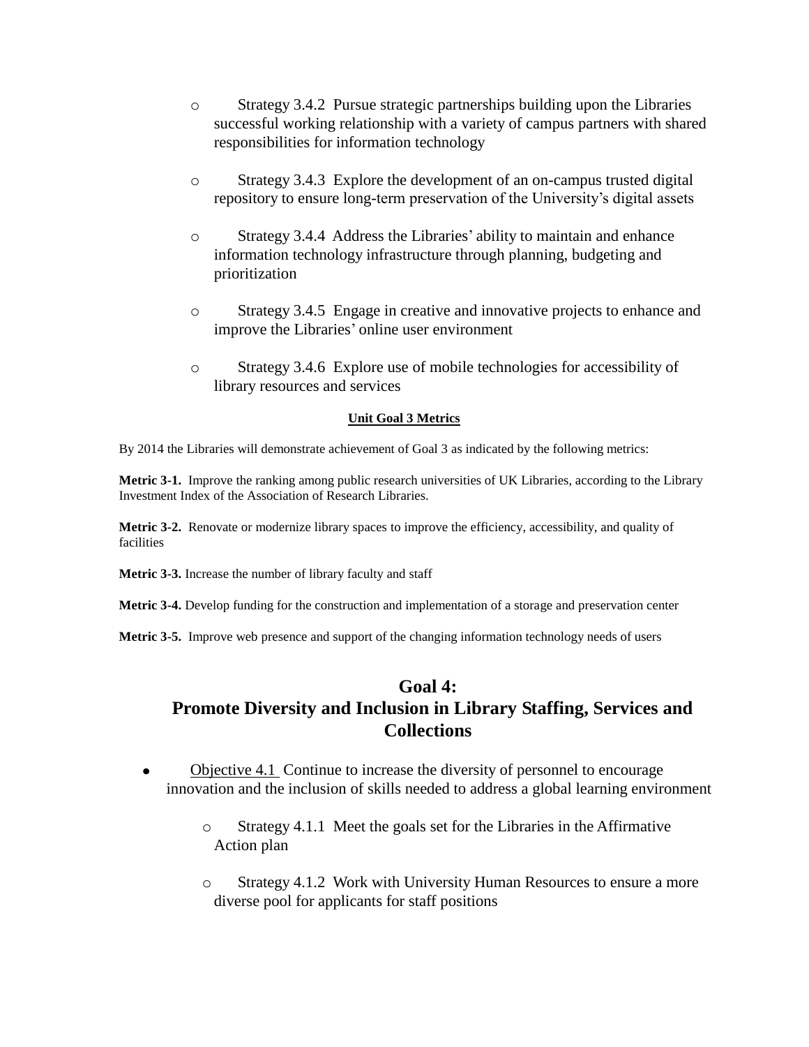- Strategy 3.4.2 Pursue strategic partnerships building upon the Libraries successful working relationship with a variety of campus partners with shared responsibilities for information technology

- Strategy 3.4.3 Explore the development of an on-campus trusted digital repository to ensure long-term preservation of the University's digital assets

- Strategy 3.4.4 Address the Libraries' ability to maintain and enhance information technology infrastructure through planning, budgeting and prioritization

- Strategy 3.4.5 Engage in creative and innovative projects to enhance and improve the Libraries' online user environment

- Strategy 3.4.6 Explore use of mobile technologies for accessibility of library resources and services

**Unit Goal 3 Metrics**

By 2014 the Libraries will demonstrate achievement of Goal 3 as indicated by the following metrics:

**Metric 3-1.** Improve the ranking among public research universities of UK Libraries, according to the Library Investment Index of the Association of Research Libraries.

**Metric 3-2.** Renovate or modernize library spaces to improve the efficiency, accessibility, and quality of facilities

**Metric 3-3.** Increase the number of library faculty and staff

**Metric 3-4.** Develop funding for the construction and implementation of a storage and preservation center

**Metric 3-5.** Improve web presence and support of the changing information technology needs of users

## Goal 4: Promote Diversity and Inclusion in Library Staffing, Services and Collections

- Objective 4.1 Continue to increase the diversity of personnel to encourage innovation and the inclusion of skills needed to address a global learning environment
  - Strategy 4.1.1 Meet the goals set for the Libraries in the Affirmative Action plan
  - Strategy 4.1.2 Work with University Human Resources to ensure a more diverse pool for applicants for staff positions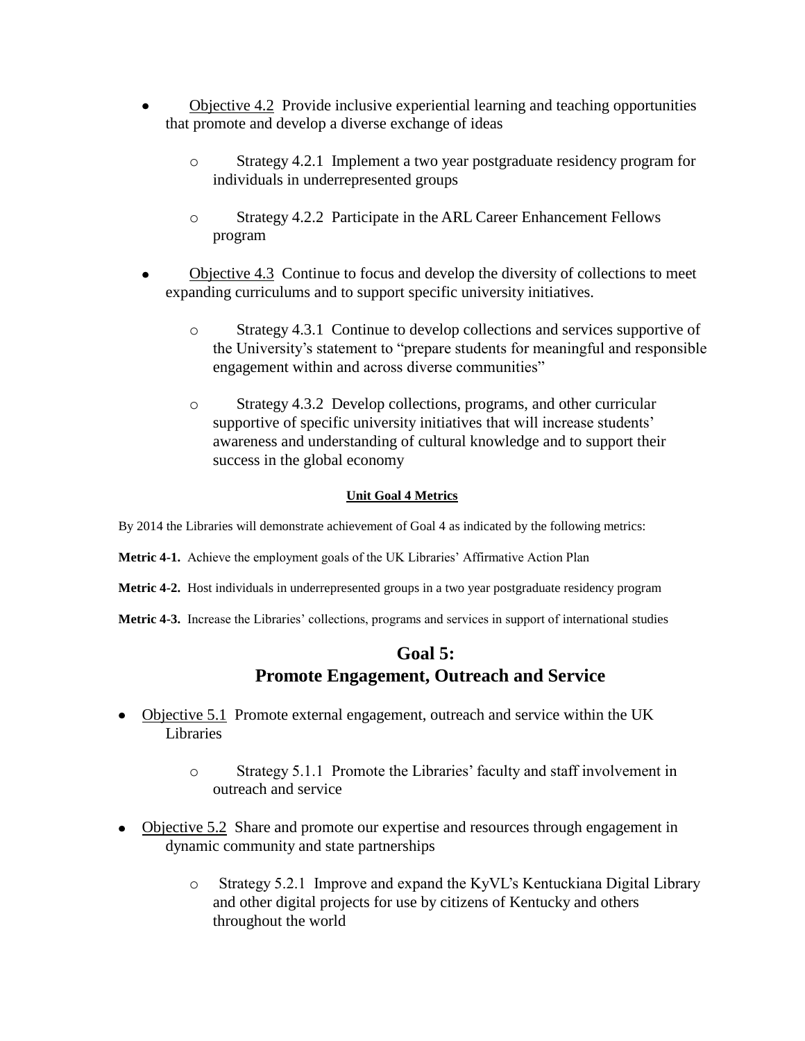- Objective 4.2 Provide inclusive experiential learning and teaching opportunities that promote and develop a diverse exchange of ideas

    - Strategy 4.2.1 Implement a two year postgraduate residency program for individuals in underrepresented groups

    - Strategy 4.2.2 Participate in the ARL Career Enhancement Fellows program

- Objective 4.3 Continue to focus and develop the diversity of collections to meet expanding curriculums and to support specific university initiatives.

    - Strategy 4.3.1 Continue to develop collections and services supportive of the University's statement to "prepare students for meaningful and responsible engagement within and across diverse communities"

    - Strategy 4.3.2 Develop collections, programs, and other curricular supportive of specific university initiatives that will increase students' awareness and understanding of cultural knowledge and to support their success in the global economy

**Unit Goal 4 Metrics**

By 2014 the Libraries will demonstrate achievement of Goal 4 as indicated by the following metrics:

**Metric 4-1.** Achieve the employment goals of the UK Libraries' Affirmative Action Plan

**Metric 4-2.** Host individuals in underrepresented groups in a two year postgraduate residency program

**Metric 4-3.** Increase the Libraries' collections, programs and services in support of international studies

## Goal 5: Promote Engagement, Outreach and Service

- Objective 5.1 Promote external engagement, outreach and service within the UK Libraries

    - Strategy 5.1.1 Promote the Libraries' faculty and staff involvement in outreach and service

- Objective 5.2 Share and promote our expertise and resources through engagement in dynamic community and state partnerships

    - Strategy 5.2.1 Improve and expand the KyVL's Kentuckiana Digital Library and other digital projects for use by citizens of Kentucky and others throughout the world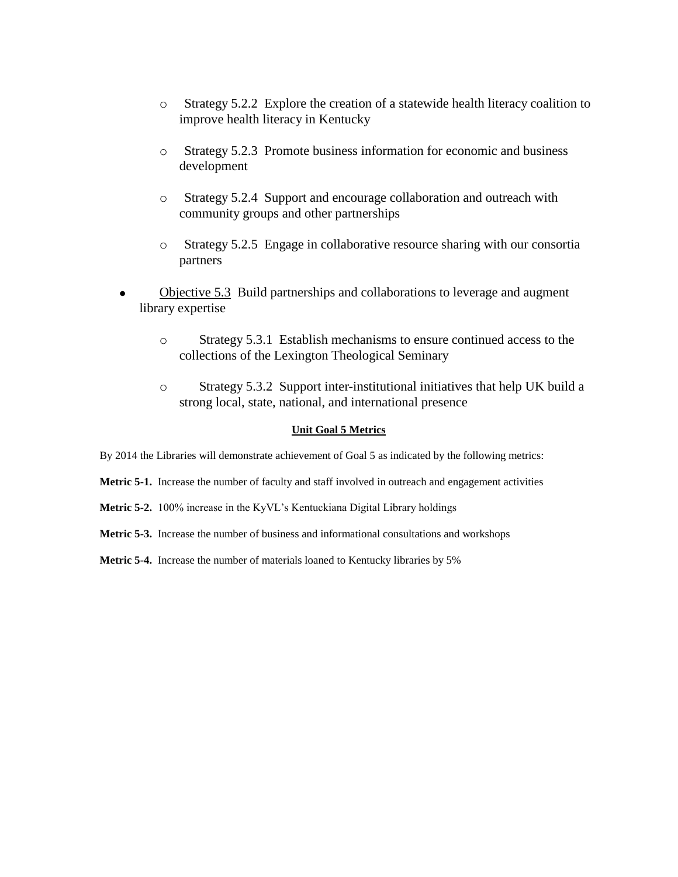- Strategy 5.2.2 Explore the creation of a statewide health literacy coalition to improve health literacy in Kentucky

  - Strategy 5.2.3 Promote business information for economic and business development

  - Strategy 5.2.4 Support and encourage collaboration and outreach with community groups and other partnerships

  - Strategy 5.2.5 Engage in collaborative resource sharing with our consortia partners

- Objective 5.3 Build partnerships and collaborations to leverage and augment library expertise

  - Strategy 5.3.1 Establish mechanisms to ensure continued access to the collections of the Lexington Theological Seminary

  - Strategy 5.3.2 Support inter-institutional initiatives that help UK build a strong local, state, national, and international presence

**Unit Goal 5 Metrics**

By 2014 the Libraries will demonstrate achievement of Goal 5 as indicated by the following metrics:

**Metric 5-1.** Increase the number of faculty and staff involved in outreach and engagement activities

**Metric 5-2.** 100% increase in the KyVL's Kentuckiana Digital Library holdings

**Metric 5-3.** Increase the number of business and informational consultations and workshops

**Metric 5-4.** Increase the number of materials loaned to Kentucky libraries by 5%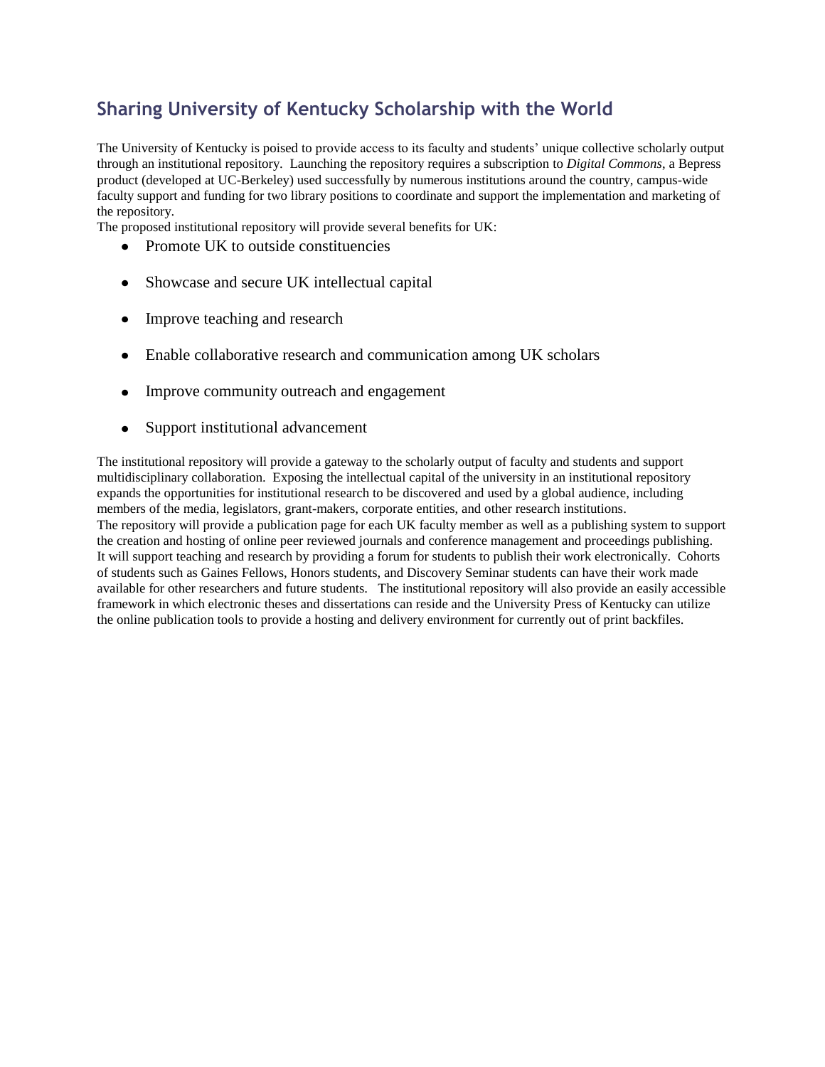## Sharing University of Kentucky Scholarship with the World

The University of Kentucky is poised to provide access to its faculty and students' unique collective scholarly output through an institutional repository. Launching the repository requires a subscription to *Digital Commons*, a Bepress product (developed at UC-Berkeley) used successfully by numerous institutions around the country, campus-wide faculty support and funding for two library positions to coordinate and support the implementation and marketing of the repository.

The proposed institutional repository will provide several benefits for UK:

- Promote UK to outside constituencies
- Showcase and secure UK intellectual capital
- Improve teaching and research
- Enable collaborative research and communication among UK scholars
- Improve community outreach and engagement
- Support institutional advancement

The institutional repository will provide a gateway to the scholarly output of faculty and students and support multidisciplinary collaboration. Exposing the intellectual capital of the university in an institutional repository expands the opportunities for institutional research to be discovered and used by a global audience, including members of the media, legislators, grant-makers, corporate entities, and other research institutions.

The repository will provide a publication page for each UK faculty member as well as a publishing system to support the creation and hosting of online peer reviewed journals and conference management and proceedings publishing. It will support teaching and research by providing a forum for students to publish their work electronically. Cohorts of students such as Gaines Fellows, Honors students, and Discovery Seminar students can have their work made available for other researchers and future students. The institutional repository will also provide an easily accessible framework in which electronic theses and dissertations can reside and the University Press of Kentucky can utilize the online publication tools to provide a hosting and delivery environment for currently out of print backfiles.